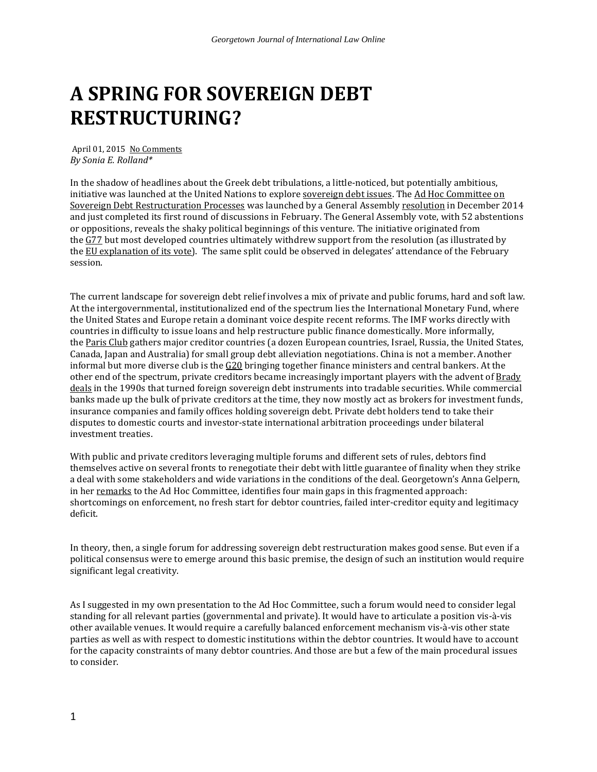# A SPRING FOR SOVEREIGN DEBT RESTRUCTURING?

April 01, 2015 No Comments
*By Sonia E. Rolland\**

In the shadow of headlines about the Greek debt tribulations, a little-noticed, but potentially ambitious, initiative was launched at the United Nations to explore sovereign debt issues. The Ad Hoc Committee on Sovereign Debt Restructuration Processes was launched by a General Assembly resolution in December 2014 and just completed its first round of discussions in February. The General Assembly vote, with 52 abstentions or oppositions, reveals the shaky political beginnings of this venture. The initiative originated from the G77 but most developed countries ultimately withdrew support from the resolution (as illustrated by the EU explanation of its vote). The same split could be observed in delegates' attendance of the February session.

The current landscape for sovereign debt relief involves a mix of private and public forums, hard and soft law. At the intergovernmental, institutionalized end of the spectrum lies the International Monetary Fund, where the United States and Europe retain a dominant voice despite recent reforms. The IMF works directly with countries in difficulty to issue loans and help restructure public finance domestically. More informally, the Paris Club gathers major creditor countries (a dozen European countries, Israel, Russia, the United States, Canada, Japan and Australia) for small group debt alleviation negotiations. China is not a member. Another informal but more diverse club is the G20 bringing together finance ministers and central bankers. At the other end of the spectrum, private creditors became increasingly important players with the advent of Brady deals in the 1990s that turned foreign sovereign debt instruments into tradable securities. While commercial banks made up the bulk of private creditors at the time, they now mostly act as brokers for investment funds, insurance companies and family offices holding sovereign debt. Private debt holders tend to take their disputes to domestic courts and investor-state international arbitration proceedings under bilateral investment treaties.

With public and private creditors leveraging multiple forums and different sets of rules, debtors find themselves active on several fronts to renegotiate their debt with little guarantee of finality when they strike a deal with some stakeholders and wide variations in the conditions of the deal. Georgetown's Anna Gelpern, in her remarks to the Ad Hoc Committee, identifies four main gaps in this fragmented approach: shortcomings on enforcement, no fresh start for debtor countries, failed inter-creditor equity and legitimacy deficit.

In theory, then, a single forum for addressing sovereign debt restructuration makes good sense. But even if a political consensus were to emerge around this basic premise, the design of such an institution would require significant legal creativity.

As I suggested in my own presentation to the Ad Hoc Committee, such a forum would need to consider legal standing for all relevant parties (governmental and private). It would have to articulate a position vis-à-vis other available venues. It would require a carefully balanced enforcement mechanism vis-à-vis other state parties as well as with respect to domestic institutions within the debtor countries. It would have to account for the capacity constraints of many debtor countries. And those are but a few of the main procedural issues to consider.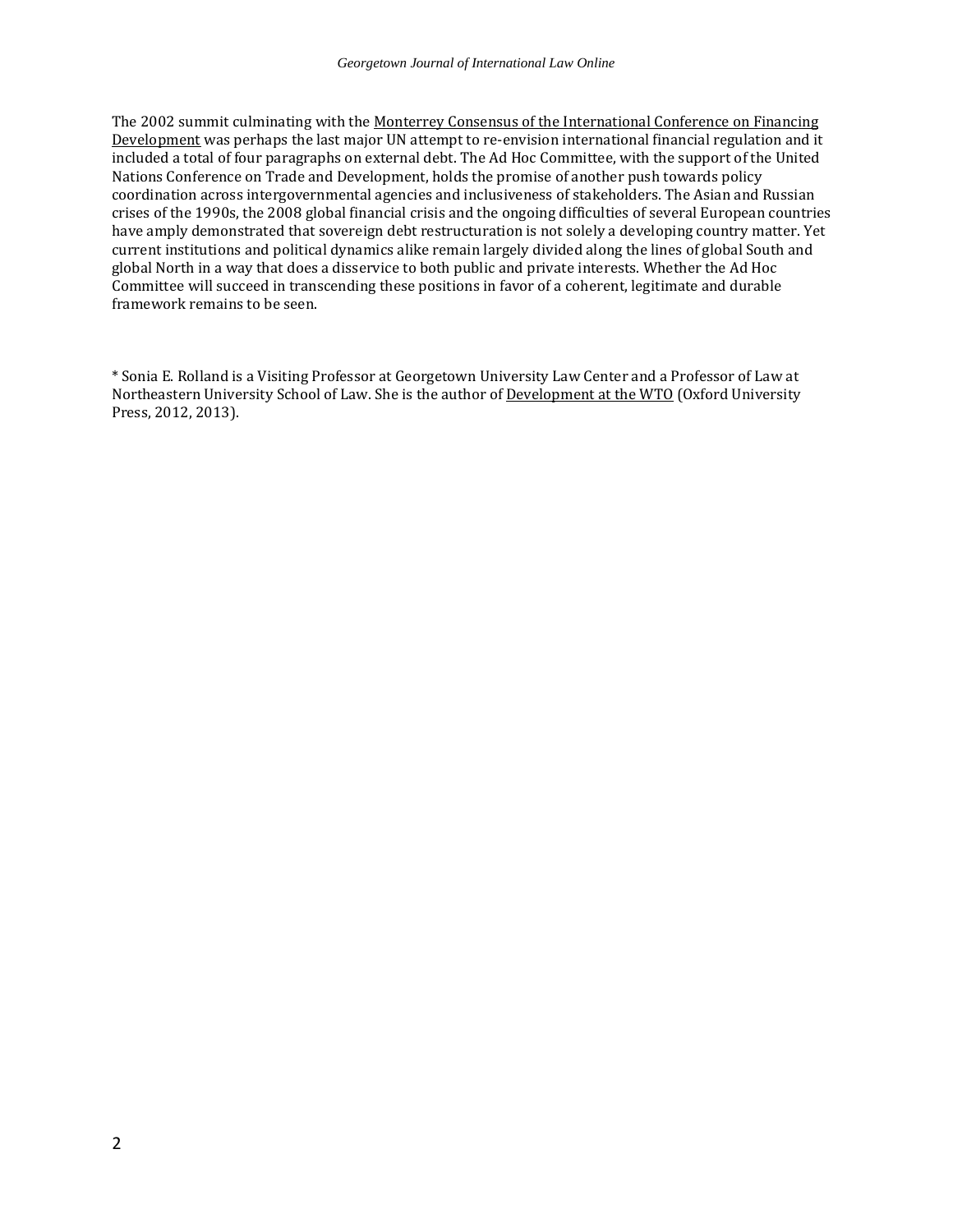The 2002 summit culminating with the Monterrey Consensus of the International Conference on Financing Development was perhaps the last major UN attempt to re-envision international financial regulation and it included a total of four paragraphs on external debt. The Ad Hoc Committee, with the support of the United Nations Conference on Trade and Development, holds the promise of another push towards policy coordination across intergovernmental agencies and inclusiveness of stakeholders. The Asian and Russian crises of the 1990s, the 2008 global financial crisis and the ongoing difficulties of several European countries have amply demonstrated that sovereign debt restructuration is not solely a developing country matter. Yet current institutions and political dynamics alike remain largely divided along the lines of global South and global North in a way that does a disservice to both public and private interests. Whether the Ad Hoc Committee will succeed in transcending these positions in favor of a coherent, legitimate and durable framework remains to be seen.

* Sonia E. Rolland is a Visiting Professor at Georgetown University Law Center and a Professor of Law at Northeastern University School of Law. She is the author of Development at the WTO (Oxford University Press, 2012, 2013).